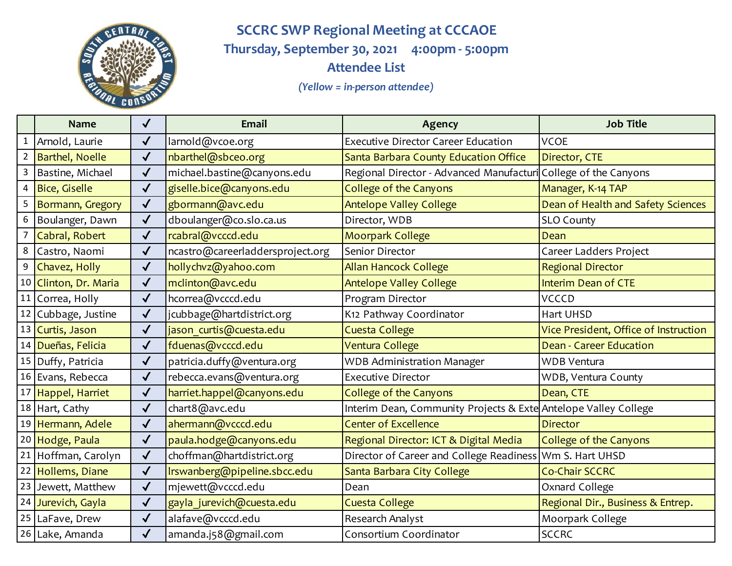# SCCRC SWP Regional Meeting at CCCAOE

## Thursday, September 30, 2021 4:00pm - 5:00pm

## Attendee List

*(Yellow = in-person attendee)*

| | Name | ✓ | Email | Agency | Job Title |
|---|---|---|---|---|---|
| 1 | Arnold, Laurie | ✓ | larnold@vcoe.org | Executive Director Career Education | VCOE |
| 2 | Barthel, Noelle | ✓ | nbarthel@sbceo.org | Santa Barbara County Education Office | Director, CTE |
| 3 | Bastine, Michael | ✓ | michael.bastine@canyons.edu | Regional Director - Advanced Manufacturi | College of the Canyons |
| 4 | Bice, Giselle | ✓ | giselle.bice@canyons.edu | College of the Canyons | Manager, K-14 TAP |
| 5 | Bormann, Gregory | ✓ | gbormann@avc.edu | Antelope Valley College | Dean of Health and Safety Sciences |
| 6 | Boulanger, Dawn | ✓ | dboulanger@co.slo.ca.us | Director, WDB | SLO County |
| 7 | Cabral, Robert | ✓ | rcabral@vcccd.edu | Moorpark College | Dean |
| 8 | Castro, Naomi | ✓ | ncastro@careerladdersproject.org | Senior Director | Career Ladders Project |
| 9 | Chavez, Holly | ✓ | hollychvz@yahoo.com | Allan Hancock College | Regional Director |
| 10 | Clinton, Dr. Maria | ✓ | mclinton@avc.edu | Antelope Valley College | Interim Dean of CTE |
| 11 | Correa, Holly | ✓ | hcorrea@vcccd.edu | Program Director | VCCCD |
| 12 | Cubbage, Justine | ✓ | jcubbage@hartdistrict.org | K12 Pathway Coordinator | Hart UHSD |
| 13 | Curtis, Jason | ✓ | jason_curtis@cuesta.edu | Cuesta College | Vice President, Office of Instruction |
| 14 | Dueñas, Felicia | ✓ | fduenas@vcccd.edu | Ventura College | Dean - Career Education |
| 15 | Duffy, Patricia | ✓ | patricia.duffy@ventura.org | WDB Administration Manager | WDB Ventura |
| 16 | Evans, Rebecca | ✓ | rebecca.evans@ventura.org | Executive Director | WDB, Ventura County |
| 17 | Happel, Harriet | ✓ | harriet.happel@canyons.edu | College of the Canyons | Dean, CTE |
| 18 | Hart, Cathy | ✓ | chart8@avc.edu | Interim Dean, Community Projects & Exte | Antelope Valley College |
| 19 | Hermann, Adele | ✓ | ahermann@vcccd.edu | Center of Excellence | Director |
| 20 | Hodge, Paula | ✓ | paula.hodge@canyons.edu | Regional Director: ICT & Digital Media | College of the Canyons |
| 21 | Hoffman, Carolyn | ✓ | choffman@hartdistrict.org | Director of Career and College Readiness | Wm S. Hart UHSD |
| 22 | Hollems, Diane | ✓ | lrswanberg@pipeline.sbcc.edu | Santa Barbara City College | Co-Chair SCCRC |
| 23 | Jewett, Matthew | ✓ | mjewett@vcccd.edu | Dean | Oxnard College |
| 24 | Jurevich, Gayla | ✓ | gayla_jurevich@cuesta.edu | Cuesta College | Regional Dir., Business & Entrep. |
| 25 | LaFave, Drew | ✓ | alafave@vcccd.edu | Research Analyst | Moorpark College |
| 26 | Lake, Amanda | ✓ | amanda.j58@gmail.com | Consortium Coordinator | SCCRC |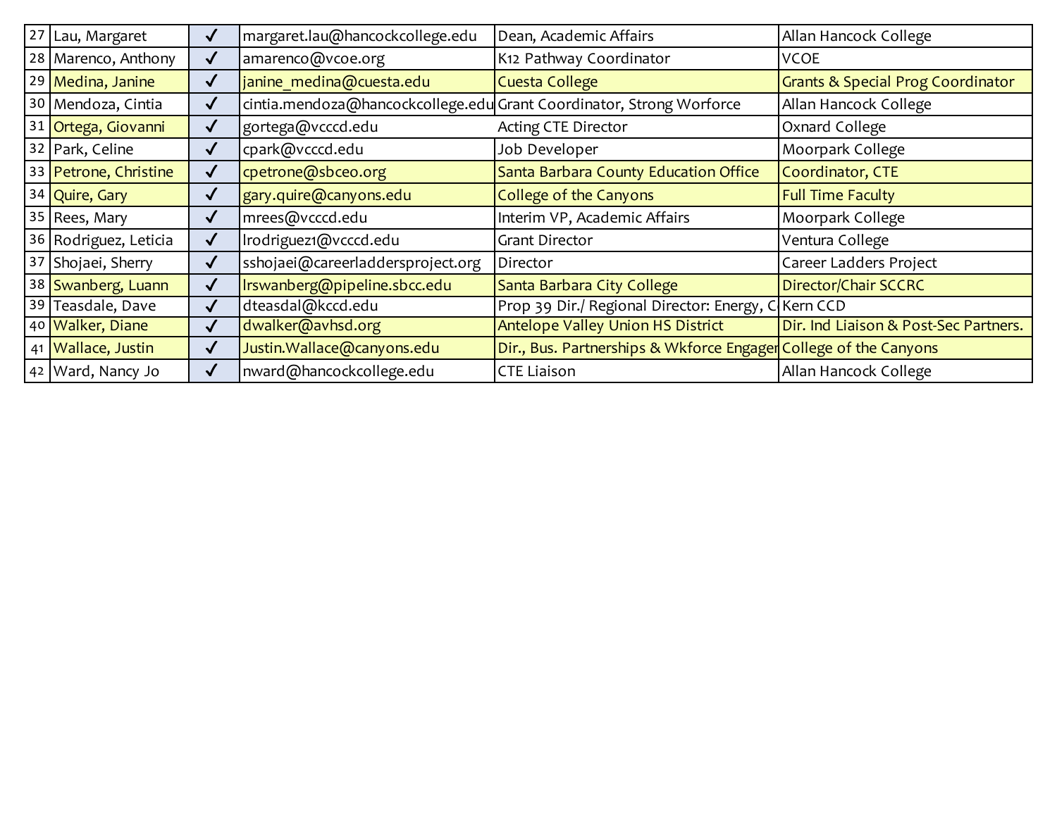| | | | | | |
|---|---|---|---|---|---|
| 27 | Lau, Margaret | ✓ | margaret.lau@hancockcollege.edu | Dean, Academic Affairs | Allan Hancock College |
| 28 | Marenco, Anthony | ✓ | amarenco@vcoe.org | K12 Pathway Coordinator | VCOE |
| 29 | Medina, Janine | ✓ | janine_medina@cuesta.edu | Cuesta College | Grants & Special Prog Coordinator |
| 30 | Mendoza, Cintia | ✓ | cintia.mendoza@hancockcollege.edu | Grant Coordinator, Strong Worforce | Allan Hancock College |
| 31 | Ortega, Giovanni | ✓ | gortega@vcccd.edu | Acting CTE Director | Oxnard College |
| 32 | Park, Celine | ✓ | cpark@vcccd.edu | Job Developer | Moorpark College |
| 33 | Petrone, Christine | ✓ | cpetrone@sbceo.org | Santa Barbara County Education Office | Coordinator, CTE |
| 34 | Quire, Gary | ✓ | gary.quire@canyons.edu | College of the Canyons | Full Time Faculty |
| 35 | Rees, Mary | ✓ | mrees@vcccd.edu | Interim VP, Academic Affairs | Moorpark College |
| 36 | Rodriguez, Leticia | ✓ | lrodriguez1@vcccd.edu | Grant Director | Ventura College |
| 37 | Shojaei, Sherry | ✓ | sshojaei@careerladdersproject.org | Director | Career Ladders Project |
| 38 | Swanberg, Luann | ✓ | lrswanberg@pipeline.sbcc.edu | Santa Barbara City College | Director/Chair SCCRC |
| 39 | Teasdale, Dave | ✓ | dteasdal@kccd.edu | Prop 39 Dir./ Regional Director: Energy, C | Kern CCD |
| 40 | Walker, Diane | ✓ | dwalker@avhsd.org | Antelope Valley Union HS District | Dir. Ind Liaison & Post-Sec Partners. |
| 41 | Wallace, Justin | ✓ | Justin.Wallace@canyons.edu | Dir., Bus. Partnerships & Wkforce Engager | College of the Canyons |
| 42 | Ward, Nancy Jo | ✓ | nward@hancockcollege.edu | CTE Liaison | Allan Hancock College |